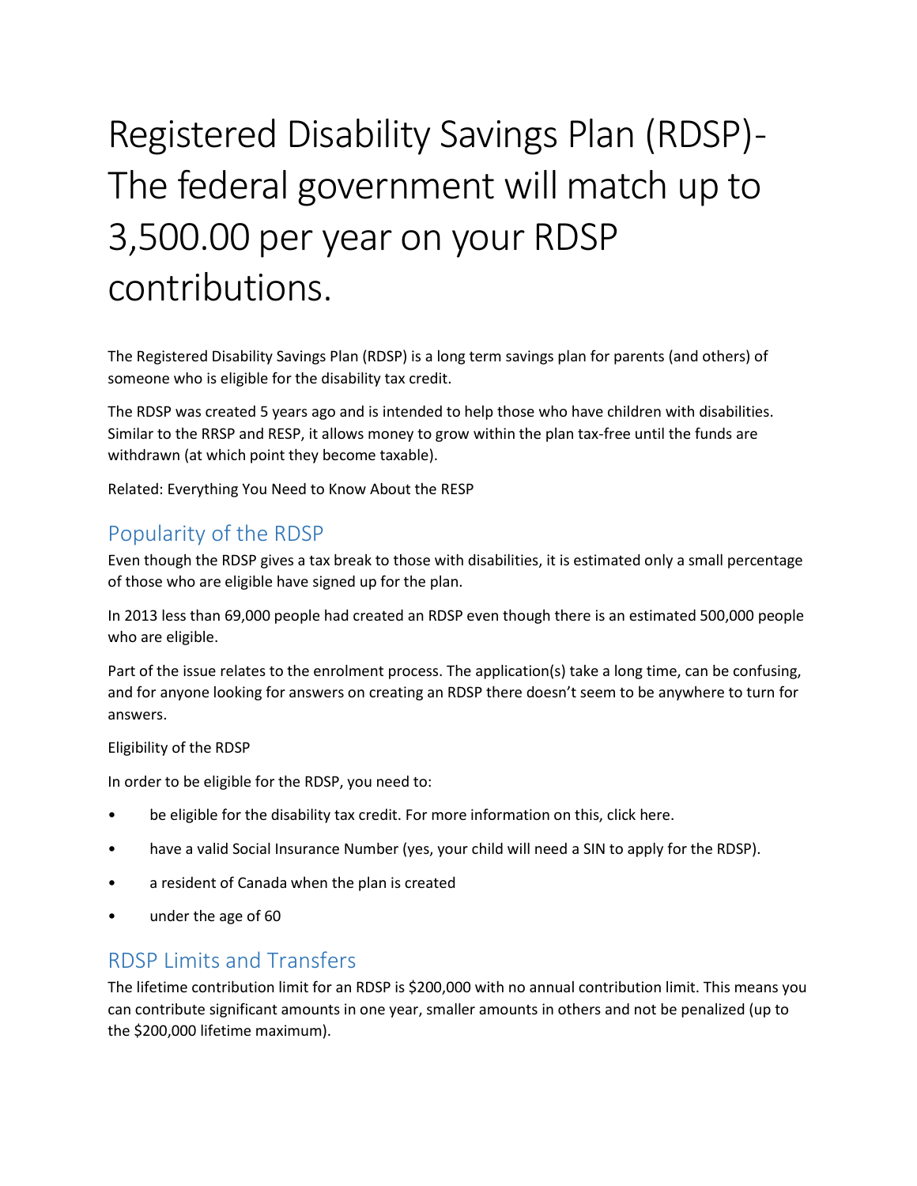# Registered Disability Savings Plan (RDSP)- The federal government will match up to 3,500.00 per year on your RDSP contributions.

The Registered Disability Savings Plan (RDSP) is a long term savings plan for parents (and others) of someone who is eligible for the disability tax credit.

The RDSP was created 5 years ago and is intended to help those who have children with disabilities. Similar to the RRSP and RESP, it allows money to grow within the plan tax-free until the funds are withdrawn (at which point they become taxable).

Related: Everything You Need to Know About the RESP

## Popularity of the RDSP

Even though the RDSP gives a tax break to those with disabilities, it is estimated only a small percentage of those who are eligible have signed up for the plan.

In 2013 less than 69,000 people had created an RDSP even though there is an estimated 500,000 people who are eligible.

Part of the issue relates to the enrolment process. The application(s) take a long time, can be confusing, and for anyone looking for answers on creating an RDSP there doesn't seem to be anywhere to turn for answers.

Eligibility of the RDSP

In order to be eligible for the RDSP, you need to:

- be eligible for the disability tax credit. For more information on this, click here.
- have a valid Social Insurance Number (yes, your child will need a SIN to apply for the RDSP).
- a resident of Canada when the plan is created
- under the age of 60

## RDSP Limits and Transfers

The lifetime contribution limit for an RDSP is $200,000 with no annual contribution limit. This means you can contribute significant amounts in one year, smaller amounts in others and not be penalized (up to the $200,000 lifetime maximum).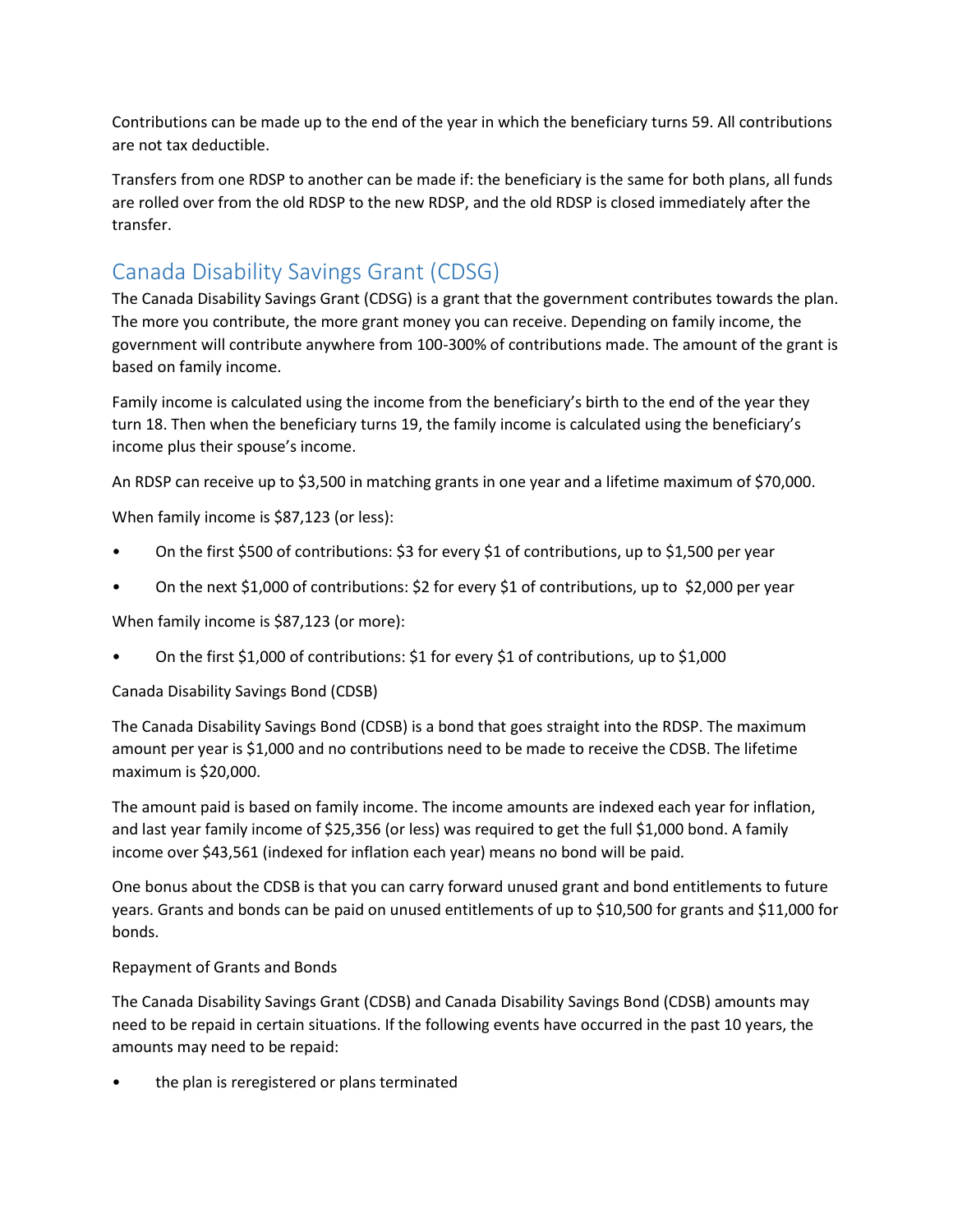Contributions can be made up to the end of the year in which the beneficiary turns 59. All contributions are not tax deductible.

Transfers from one RDSP to another can be made if: the beneficiary is the same for both plans, all funds are rolled over from the old RDSP to the new RDSP, and the old RDSP is closed immediately after the transfer.

## Canada Disability Savings Grant (CDSG)

The Canada Disability Savings Grant (CDSG) is a grant that the government contributes towards the plan. The more you contribute, the more grant money you can receive. Depending on family income, the government will contribute anywhere from 100-300% of contributions made. The amount of the grant is based on family income.

Family income is calculated using the income from the beneficiary's birth to the end of the year they turn 18. Then when the beneficiary turns 19, the family income is calculated using the beneficiary's income plus their spouse's income.

An RDSP can receive up to $3,500 in matching grants in one year and a lifetime maximum of $70,000.

When family income is $87,123 (or less):

- On the first $500 of contributions: $3 for every $1 of contributions, up to $1,500 per year
- On the next $1,000 of contributions: $2 for every $1 of contributions, up to $2,000 per year

When family income is $87,123 (or more):

- On the first $1,000 of contributions: $1 for every $1 of contributions, up to $1,000

Canada Disability Savings Bond (CDSB)

The Canada Disability Savings Bond (CDSB) is a bond that goes straight into the RDSP. The maximum amount per year is $1,000 and no contributions need to be made to receive the CDSB. The lifetime maximum is $20,000.

The amount paid is based on family income. The income amounts are indexed each year for inflation, and last year family income of $25,356 (or less) was required to get the full $1,000 bond. A family income over $43,561 (indexed for inflation each year) means no bond will be paid.

One bonus about the CDSB is that you can carry forward unused grant and bond entitlements to future years. Grants and bonds can be paid on unused entitlements of up to $10,500 for grants and $11,000 for bonds.

Repayment of Grants and Bonds

The Canada Disability Savings Grant (CDSB) and Canada Disability Savings Bond (CDSB) amounts may need to be repaid in certain situations. If the following events have occurred in the past 10 years, the amounts may need to be repaid:

- the plan is reregistered or plans terminated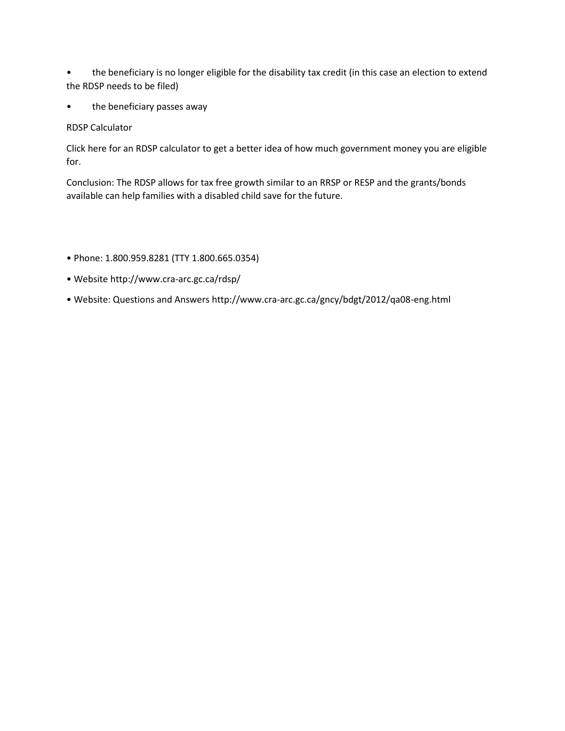- the beneficiary is no longer eligible for the disability tax credit (in this case an election to extend the RDSP needs to be filed)
- the beneficiary passes away

RDSP Calculator

Click here for an RDSP calculator to get a better idea of how much government money you are eligible for.

Conclusion: The RDSP allows for tax free growth similar to an RRSP or RESP and the grants/bonds available can help families with a disabled child save for the future.

- Phone: 1.800.959.8281 (TTY 1.800.665.0354)
- Website http://www.cra-arc.gc.ca/rdsp/
- Website: Questions and Answers http://www.cra-arc.gc.ca/gncy/bdgt/2012/qa08-eng.html